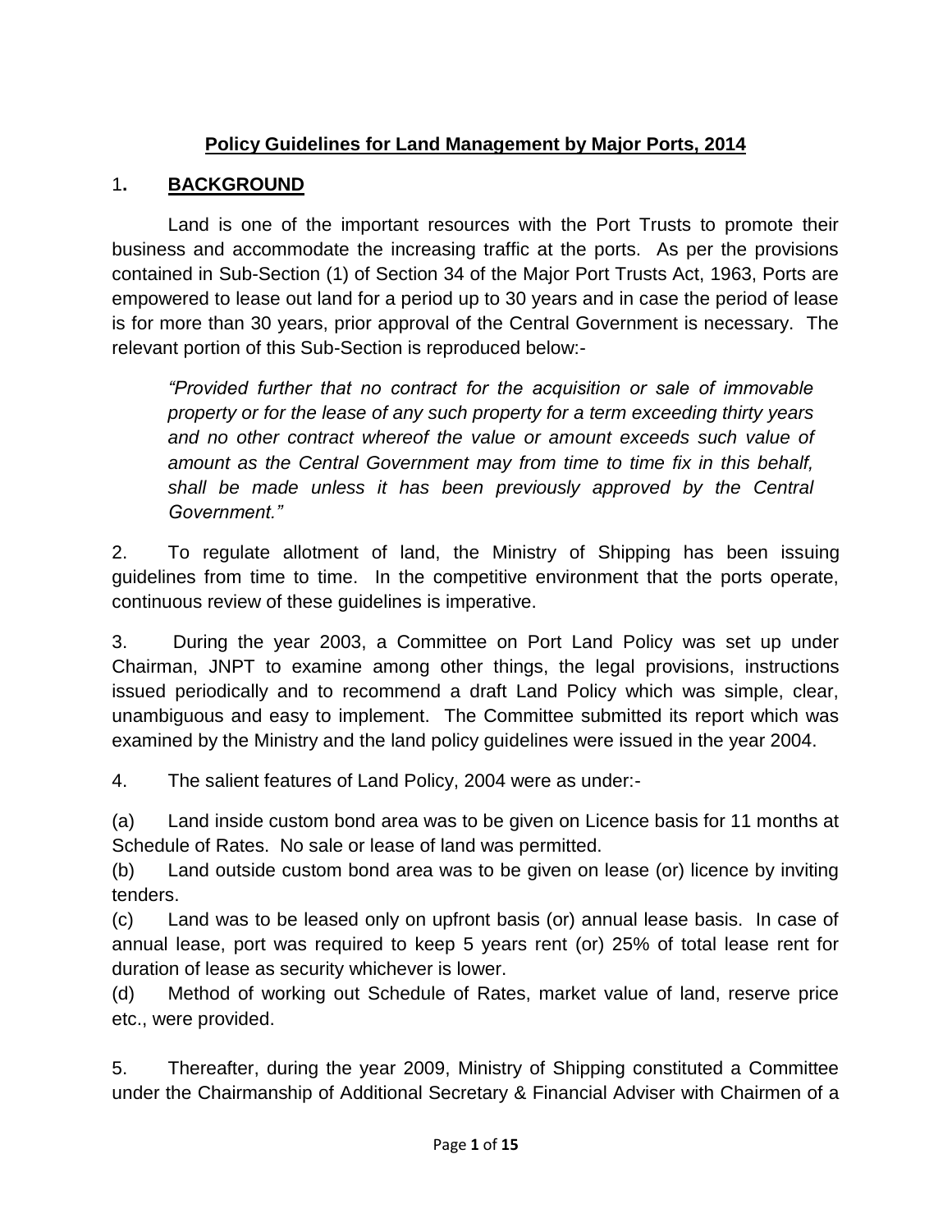# Policy Guidelines for Land Management by Major Ports, 2014

## 1. BACKGROUND

Land is one of the important resources with the Port Trusts to promote their business and accommodate the increasing traffic at the ports. As per the provisions contained in Sub-Section (1) of Section 34 of the Major Port Trusts Act, 1963, Ports are empowered to lease out land for a period up to 30 years and in case the period of lease is for more than 30 years, prior approval of the Central Government is necessary. The relevant portion of this Sub-Section is reproduced below:-

> *"Provided further that no contract for the acquisition or sale of immovable property or for the lease of any such property for a term exceeding thirty years and no other contract whereof the value or amount exceeds such value of amount as the Central Government may from time to time fix in this behalf, shall be made unless it has been previously approved by the Central Government."*

2. To regulate allotment of land, the Ministry of Shipping has been issuing guidelines from time to time. In the competitive environment that the ports operate, continuous review of these guidelines is imperative.

3. During the year 2003, a Committee on Port Land Policy was set up under Chairman, JNPT to examine among other things, the legal provisions, instructions issued periodically and to recommend a draft Land Policy which was simple, clear, unambiguous and easy to implement. The Committee submitted its report which was examined by the Ministry and the land policy guidelines were issued in the year 2004.

4. The salient features of Land Policy, 2004 were as under:-

(a) Land inside custom bond area was to be given on Licence basis for 11 months at Schedule of Rates. No sale or lease of land was permitted.

(b) Land outside custom bond area was to be given on lease (or) licence by inviting tenders.

(c) Land was to be leased only on upfront basis (or) annual lease basis. In case of annual lease, port was required to keep 5 years rent (or) 25% of total lease rent for duration of lease as security whichever is lower.

(d) Method of working out Schedule of Rates, market value of land, reserve price etc., were provided.

5. Thereafter, during the year 2009, Ministry of Shipping constituted a Committee under the Chairmanship of Additional Secretary & Financial Adviser with Chairmen of a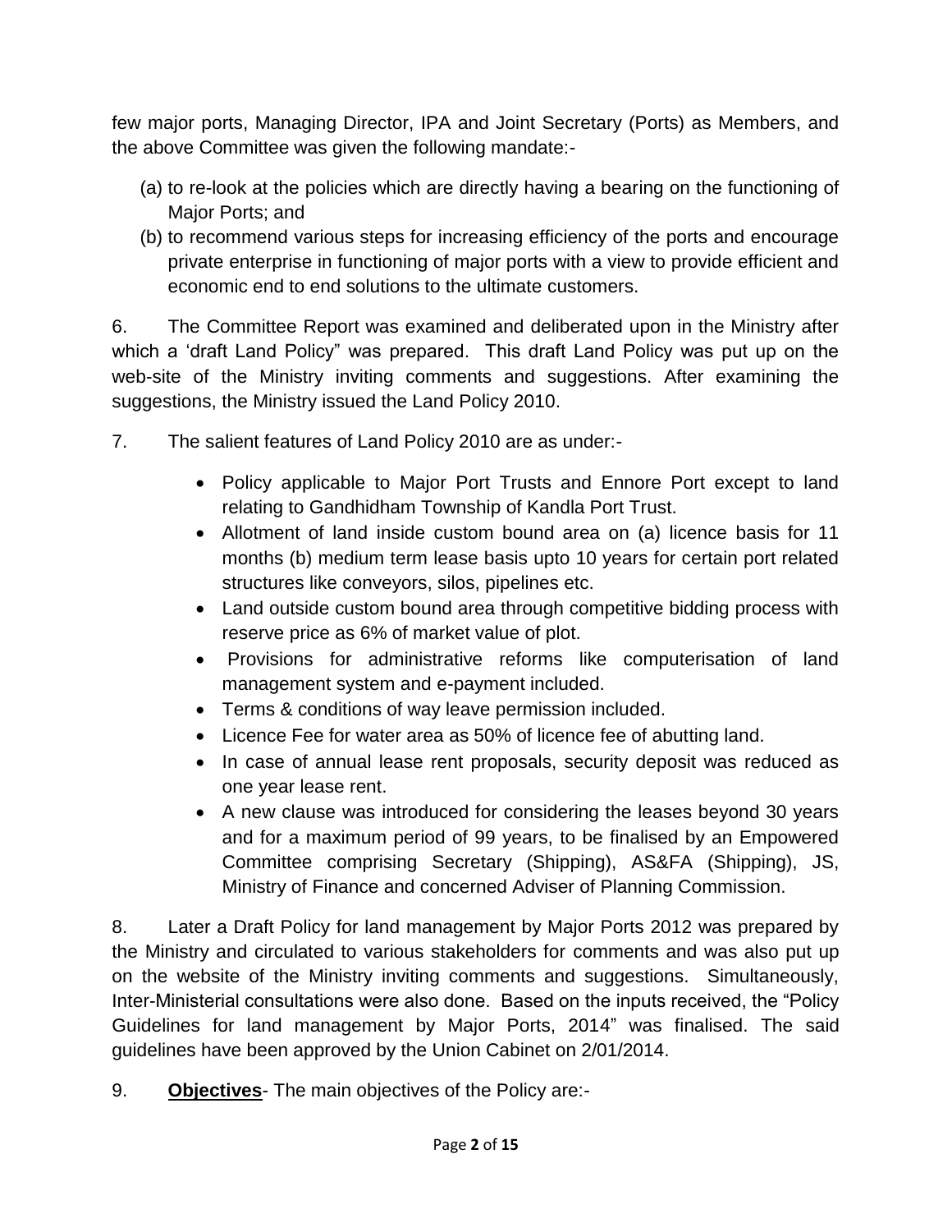few major ports, Managing Director, IPA and Joint Secretary (Ports) as Members, and the above Committee was given the following mandate:-

(a) to re-look at the policies which are directly having a bearing on the functioning of Major Ports; and
(b) to recommend various steps for increasing efficiency of the ports and encourage private enterprise in functioning of major ports with a view to provide efficient and economic end to end solutions to the ultimate customers.

6. The Committee Report was examined and deliberated upon in the Ministry after which a 'draft Land Policy" was prepared. This draft Land Policy was put up on the web-site of the Ministry inviting comments and suggestions. After examining the suggestions, the Ministry issued the Land Policy 2010.

7. The salient features of Land Policy 2010 are as under:-

- Policy applicable to Major Port Trusts and Ennore Port except to land relating to Gandhidham Township of Kandla Port Trust.
- Allotment of land inside custom bound area on (a) licence basis for 11 months (b) medium term lease basis upto 10 years for certain port related structures like conveyors, silos, pipelines etc.
- Land outside custom bound area through competitive bidding process with reserve price as 6% of market value of plot.
- Provisions for administrative reforms like computerisation of land management system and e-payment included.
- Terms & conditions of way leave permission included.
- Licence Fee for water area as 50% of licence fee of abutting land.
- In case of annual lease rent proposals, security deposit was reduced as one year lease rent.
- A new clause was introduced for considering the leases beyond 30 years and for a maximum period of 99 years, to be finalised by an Empowered Committee comprising Secretary (Shipping), AS&FA (Shipping), JS, Ministry of Finance and concerned Adviser of Planning Commission.

8. Later a Draft Policy for land management by Major Ports 2012 was prepared by the Ministry and circulated to various stakeholders for comments and was also put up on the website of the Ministry inviting comments and suggestions. Simultaneously, Inter-Ministerial consultations were also done. Based on the inputs received, the "Policy Guidelines for land management by Major Ports, 2014" was finalised. The said guidelines have been approved by the Union Cabinet on 2/01/2014.

9. **<u>Objectives</u>**- The main objectives of the Policy are:-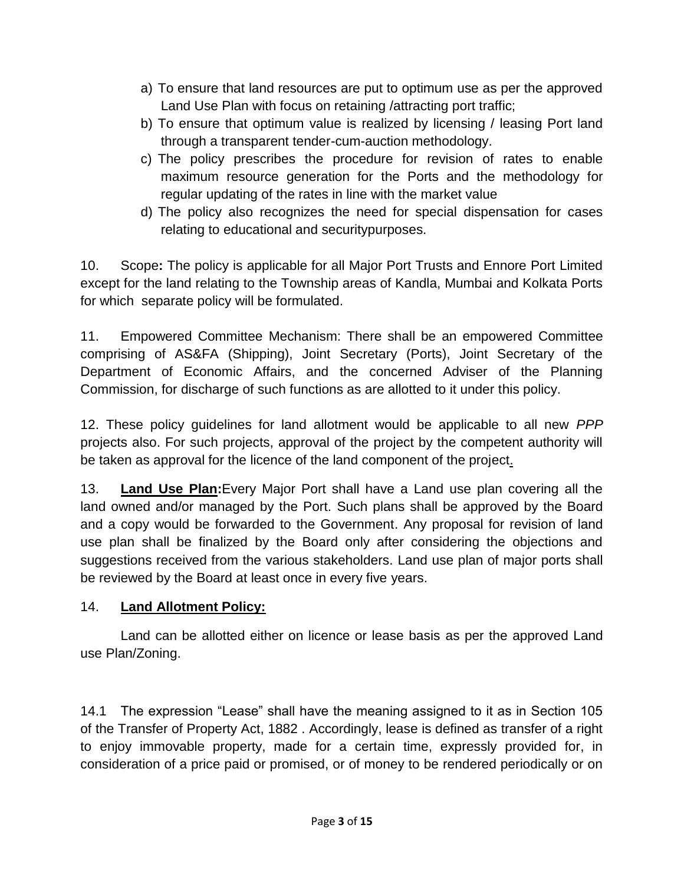a) To ensure that land resources are put to optimum use as per the approved Land Use Plan with focus on retaining /attracting port traffic;
b) To ensure that optimum value is realized by licensing / leasing Port land through a transparent tender-cum-auction methodology.
c) The policy prescribes the procedure for revision of rates to enable maximum resource generation for the Ports and the methodology for regular updating of the rates in line with the market value
d) The policy also recognizes the need for special dispensation for cases relating to educational and securitypurposes.

10. Scope**:** The policy is applicable for all Major Port Trusts and Ennore Port Limited except for the land relating to the Township areas of Kandla, Mumbai and Kolkata Ports for which separate policy will be formulated.

11. Empowered Committee Mechanism: There shall be an empowered Committee comprising of AS&FA (Shipping), Joint Secretary (Ports), Joint Secretary of the Department of Economic Affairs, and the concerned Adviser of the Planning Commission, for discharge of such functions as are allotted to it under this policy.

12. These policy guidelines for land allotment would be applicable to all new *PPP* projects also. For such projects, approval of the project by the competent authority will be taken as approval for the licence of the land component of the project.

13. **Land Use Plan:**Every Major Port shall have a Land use plan covering all the land owned and/or managed by the Port. Such plans shall be approved by the Board and a copy would be forwarded to the Government. Any proposal for revision of land use plan shall be finalized by the Board only after considering the objections and suggestions received from the various stakeholders. Land use plan of major ports shall be reviewed by the Board at least once in every five years.

14. **Land Allotment Policy:**

Land can be allotted either on licence or lease basis as per the approved Land use Plan/Zoning.

14.1 The expression "Lease" shall have the meaning assigned to it as in Section 105 of the Transfer of Property Act, 1882 . Accordingly, lease is defined as transfer of a right to enjoy immovable property, made for a certain time, expressly provided for, in consideration of a price paid or promised, or of money to be rendered periodically or on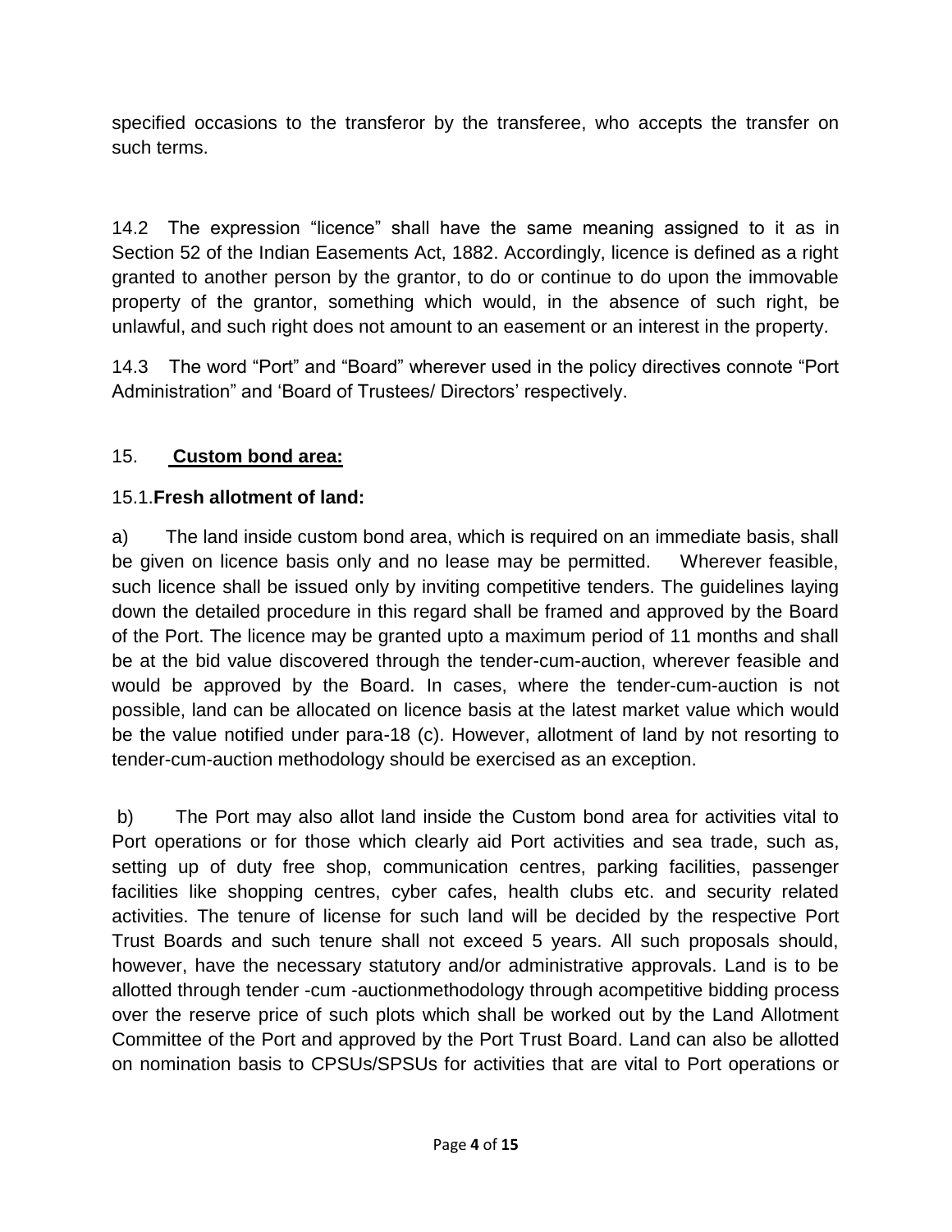specified occasions to the transferor by the transferee, who accepts the transfer on such terms.

14.2 The expression “licence” shall have the same meaning assigned to it as in Section 52 of the Indian Easements Act, 1882. Accordingly, licence is defined as a right granted to another person by the grantor, to do or continue to do upon the immovable property of the grantor, something which would, in the absence of such right, be unlawful, and such right does not amount to an easement or an interest in the property.

14.3 The word “Port” and “Board” wherever used in the policy directives connote “Port Administration” and ‘Board of Trustees/ Directors’ respectively.

## 15. **Custom bond area:**

### 15.1. **Fresh allotment of land:**

a) The land inside custom bond area, which is required on an immediate basis, shall be given on licence basis only and no lease may be permitted. Wherever feasible, such licence shall be issued only by inviting competitive tenders. The guidelines laying down the detailed procedure in this regard shall be framed and approved by the Board of the Port. The licence may be granted upto a maximum period of 11 months and shall be at the bid value discovered through the tender-cum-auction, wherever feasible and would be approved by the Board. In cases, where the tender-cum-auction is not possible, land can be allocated on licence basis at the latest market value which would be the value notified under para-18 (c). However, allotment of land by not resorting to tender-cum-auction methodology should be exercised as an exception.

b) The Port may also allot land inside the Custom bond area for activities vital to Port operations or for those which clearly aid Port activities and sea trade, such as, setting up of duty free shop, communication centres, parking facilities, passenger facilities like shopping centres, cyber cafes, health clubs etc. and security related activities. The tenure of license for such land will be decided by the respective Port Trust Boards and such tenure shall not exceed 5 years. All such proposals should, however, have the necessary statutory and/or administrative approvals. Land is to be allotted through tender -cum -auctionmethodology through acompetitive bidding process over the reserve price of such plots which shall be worked out by the Land Allotment Committee of the Port and approved by the Port Trust Board. Land can also be allotted on nomination basis to CPSUs/SPSUs for activities that are vital to Port operations or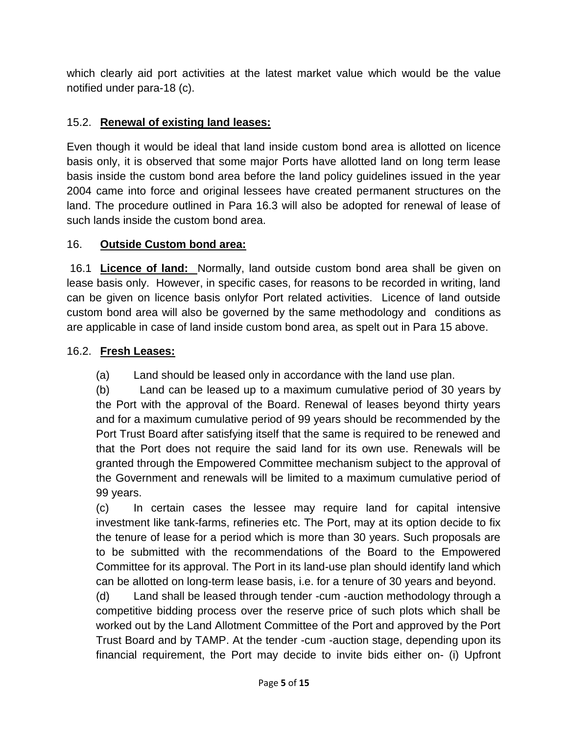which clearly aid port activities at the latest market value which would be the value notified under para-18 (c).

### 15.2. **Renewal of existing land leases:**

Even though it would be ideal that land inside custom bond area is allotted on licence basis only, it is observed that some major Ports have allotted land on long term lease basis inside the custom bond area before the land policy guidelines issued in the year 2004 came into force and original lessees have created permanent structures on the land. The procedure outlined in Para 16.3 will also be adopted for renewal of lease of such lands inside the custom bond area.

## 16. **Outside Custom bond area:**

16.1 **Licence of land:** Normally, land outside custom bond area shall be given on lease basis only. However, in specific cases, for reasons to be recorded in writing, land can be given on licence basis onlyfor Port related activities. Licence of land outside custom bond area will also be governed by the same methodology and conditions as are applicable in case of land inside custom bond area, as spelt out in Para 15 above.

### 16.2. **Fresh Leases:**

(a) Land should be leased only in accordance with the land use plan.

(b) Land can be leased up to a maximum cumulative period of 30 years by the Port with the approval of the Board. Renewal of leases beyond thirty years and for a maximum cumulative period of 99 years should be recommended by the Port Trust Board after satisfying itself that the same is required to be renewed and that the Port does not require the said land for its own use. Renewals will be granted through the Empowered Committee mechanism subject to the approval of the Government and renewals will be limited to a maximum cumulative period of 99 years.

(c) In certain cases the lessee may require land for capital intensive investment like tank-farms, refineries etc. The Port, may at its option decide to fix the tenure of lease for a period which is more than 30 years. Such proposals are to be submitted with the recommendations of the Board to the Empowered Committee for its approval. The Port in its land-use plan should identify land which can be allotted on long-term lease basis, i.e. for a tenure of 30 years and beyond.

(d) Land shall be leased through tender -cum -auction methodology through a competitive bidding process over the reserve price of such plots which shall be worked out by the Land Allotment Committee of the Port and approved by the Port Trust Board and by TAMP. At the tender -cum -auction stage, depending upon its financial requirement, the Port may decide to invite bids either on- (i) Upfront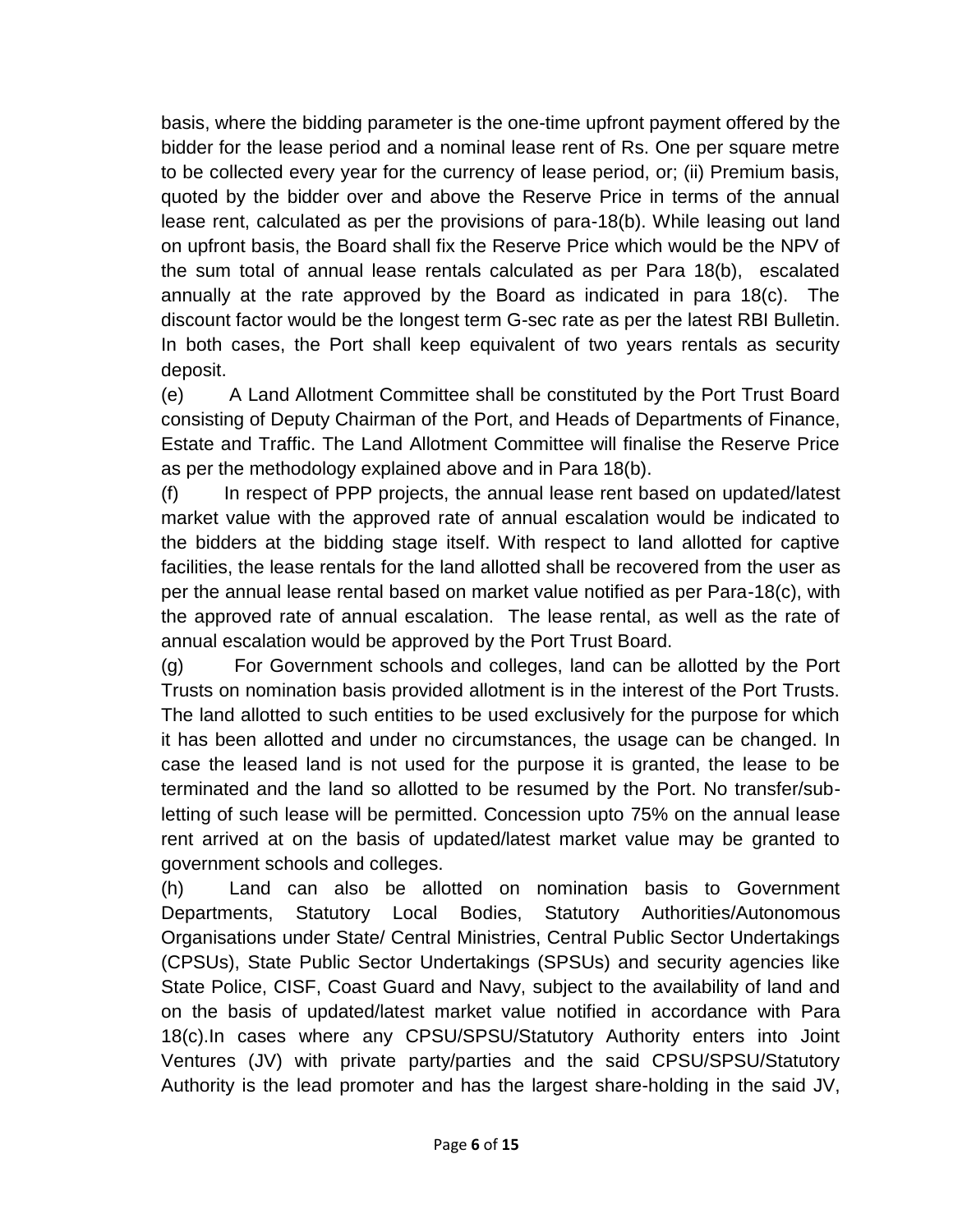basis, where the bidding parameter is the one-time upfront payment offered by the bidder for the lease period and a nominal lease rent of Rs. One per square metre to be collected every year for the currency of lease period, or; (ii) Premium basis, quoted by the bidder over and above the Reserve Price in terms of the annual lease rent, calculated as per the provisions of para-18(b). While leasing out land on upfront basis, the Board shall fix the Reserve Price which would be the NPV of the sum total of annual lease rentals calculated as per Para 18(b), escalated annually at the rate approved by the Board as indicated in para 18(c). The discount factor would be the longest term G-sec rate as per the latest RBI Bulletin. In both cases, the Port shall keep equivalent of two years rentals as security deposit.

(e) A Land Allotment Committee shall be constituted by the Port Trust Board consisting of Deputy Chairman of the Port, and Heads of Departments of Finance, Estate and Traffic. The Land Allotment Committee will finalise the Reserve Price as per the methodology explained above and in Para 18(b).

(f) In respect of PPP projects, the annual lease rent based on updated/latest market value with the approved rate of annual escalation would be indicated to the bidders at the bidding stage itself. With respect to land allotted for captive facilities, the lease rentals for the land allotted shall be recovered from the user as per the annual lease rental based on market value notified as per Para-18(c), with the approved rate of annual escalation. The lease rental, as well as the rate of annual escalation would be approved by the Port Trust Board.

(g) For Government schools and colleges, land can be allotted by the Port Trusts on nomination basis provided allotment is in the interest of the Port Trusts. The land allotted to such entities to be used exclusively for the purpose for which it has been allotted and under no circumstances, the usage can be changed. In case the leased land is not used for the purpose it is granted, the lease to be terminated and the land so allotted to be resumed by the Port. No transfer/sub-letting of such lease will be permitted. Concession upto 75% on the annual lease rent arrived at on the basis of updated/latest market value may be granted to government schools and colleges.

(h) Land can also be allotted on nomination basis to Government Departments, Statutory Local Bodies, Statutory Authorities/Autonomous Organisations under State/ Central Ministries, Central Public Sector Undertakings (CPSUs), State Public Sector Undertakings (SPSUs) and security agencies like State Police, CISF, Coast Guard and Navy, subject to the availability of land and on the basis of updated/latest market value notified in accordance with Para 18(c).In cases where any CPSU/SPSU/Statutory Authority enters into Joint Ventures (JV) with private party/parties and the said CPSU/SPSU/Statutory Authority is the lead promoter and has the largest share-holding in the said JV,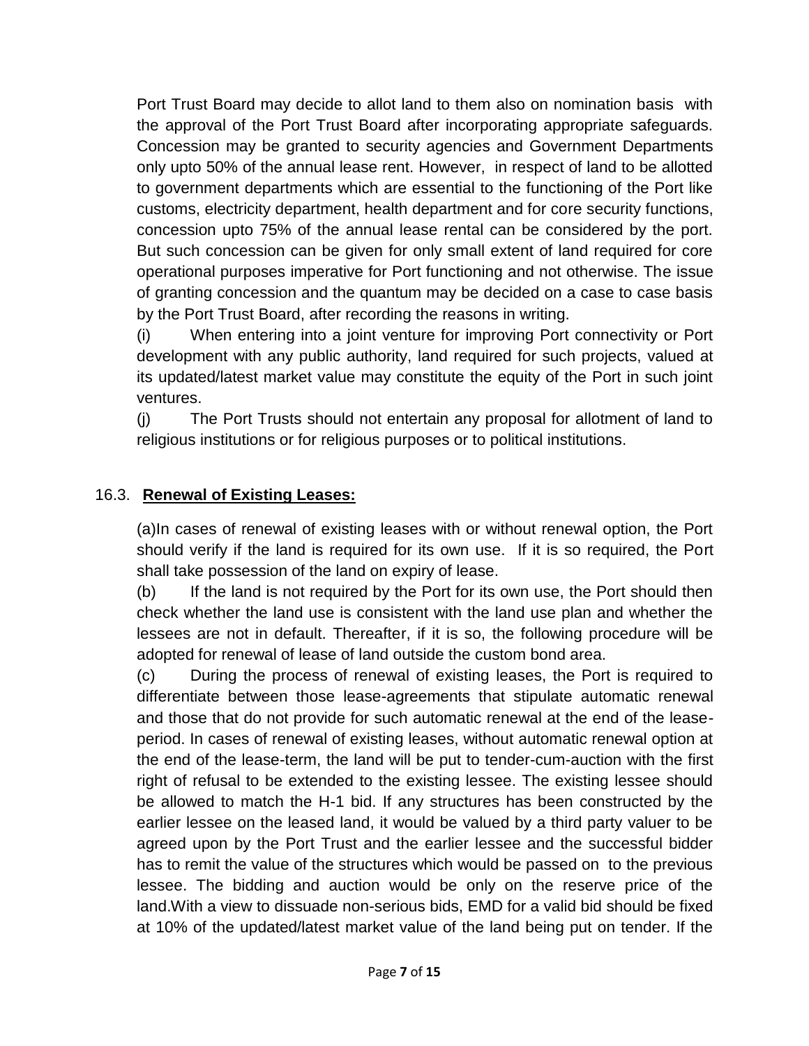Port Trust Board may decide to allot land to them also on nomination basis with the approval of the Port Trust Board after incorporating appropriate safeguards. Concession may be granted to security agencies and Government Departments only upto 50% of the annual lease rent. However, in respect of land to be allotted to government departments which are essential to the functioning of the Port like customs, electricity department, health department and for core security functions, concession upto 75% of the annual lease rental can be considered by the port. But such concession can be given for only small extent of land required for core operational purposes imperative for Port functioning and not otherwise. The issue of granting concession and the quantum may be decided on a case to case basis by the Port Trust Board, after recording the reasons in writing.

(i) When entering into a joint venture for improving Port connectivity or Port development with any public authority, land required for such projects, valued at its updated/latest market value may constitute the equity of the Port in such joint ventures.

(j) The Port Trusts should not entertain any proposal for allotment of land to religious institutions or for religious purposes or to political institutions.

## 16.3. **Renewal of Existing Leases:**

(a)In cases of renewal of existing leases with or without renewal option, the Port should verify if the land is required for its own use. If it is so required, the Port shall take possession of the land on expiry of lease.

(b) If the land is not required by the Port for its own use, the Port should then check whether the land use is consistent with the land use plan and whether the lessees are not in default. Thereafter, if it is so, the following procedure will be adopted for renewal of lease of land outside the custom bond area.

(c) During the process of renewal of existing leases, the Port is required to differentiate between those lease-agreements that stipulate automatic renewal and those that do not provide for such automatic renewal at the end of the lease-period. In cases of renewal of existing leases, without automatic renewal option at the end of the lease-term, the land will be put to tender-cum-auction with the first right of refusal to be extended to the existing lessee. The existing lessee should be allowed to match the H-1 bid. If any structures has been constructed by the earlier lessee on the leased land, it would be valued by a third party valuer to be agreed upon by the Port Trust and the earlier lessee and the successful bidder has to remit the value of the structures which would be passed on to the previous lessee. The bidding and auction would be only on the reserve price of the land.With a view to dissuade non-serious bids, EMD for a valid bid should be fixed at 10% of the updated/latest market value of the land being put on tender. If the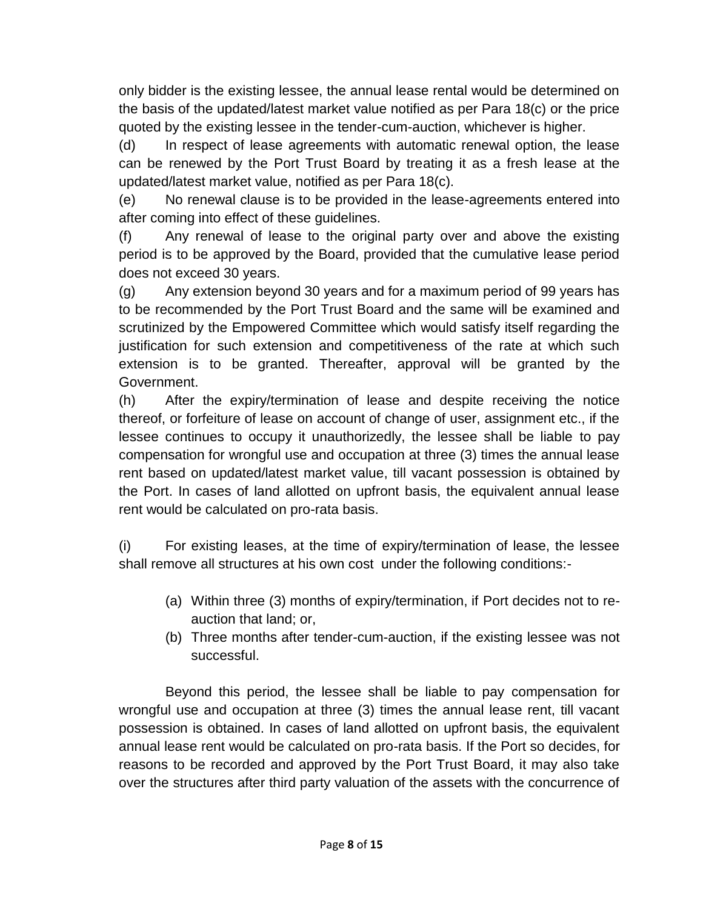only bidder is the existing lessee, the annual lease rental would be determined on the basis of the updated/latest market value notified as per Para 18(c) or the price quoted by the existing lessee in the tender-cum-auction, whichever is higher.

(d) In respect of lease agreements with automatic renewal option, the lease can be renewed by the Port Trust Board by treating it as a fresh lease at the updated/latest market value, notified as per Para 18(c).

(e) No renewal clause is to be provided in the lease-agreements entered into after coming into effect of these guidelines.

(f) Any renewal of lease to the original party over and above the existing period is to be approved by the Board, provided that the cumulative lease period does not exceed 30 years.

(g) Any extension beyond 30 years and for a maximum period of 99 years has to be recommended by the Port Trust Board and the same will be examined and scrutinized by the Empowered Committee which would satisfy itself regarding the justification for such extension and competitiveness of the rate at which such extension is to be granted. Thereafter, approval will be granted by the Government.

(h) After the expiry/termination of lease and despite receiving the notice thereof, or forfeiture of lease on account of change of user, assignment etc., if the lessee continues to occupy it unauthorizedly, the lessee shall be liable to pay compensation for wrongful use and occupation at three (3) times the annual lease rent based on updated/latest market value, till vacant possession is obtained by the Port. In cases of land allotted on upfront basis, the equivalent annual lease rent would be calculated on pro-rata basis.

(i) For existing leases, at the time of expiry/termination of lease, the lessee shall remove all structures at his own cost under the following conditions:-

(a) Within three (3) months of expiry/termination, if Port decides not to re-auction that land; or,
(b) Three months after tender-cum-auction, if the existing lessee was not successful.

Beyond this period, the lessee shall be liable to pay compensation for wrongful use and occupation at three (3) times the annual lease rent, till vacant possession is obtained. In cases of land allotted on upfront basis, the equivalent annual lease rent would be calculated on pro-rata basis. If the Port so decides, for reasons to be recorded and approved by the Port Trust Board, it may also take over the structures after third party valuation of the assets with the concurrence of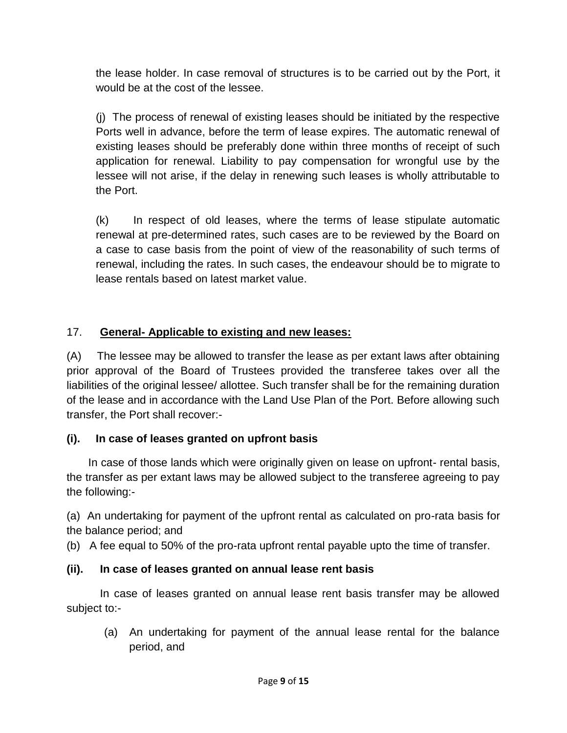the lease holder. In case removal of structures is to be carried out by the Port, it would be at the cost of the lessee.

(j) The process of renewal of existing leases should be initiated by the respective Ports well in advance, before the term of lease expires. The automatic renewal of existing leases should be preferably done within three months of receipt of such application for renewal. Liability to pay compensation for wrongful use by the lessee will not arise, if the delay in renewing such leases is wholly attributable to the Port.

(k) In respect of old leases, where the terms of lease stipulate automatic renewal at pre-determined rates, such cases are to be reviewed by the Board on a case to case basis from the point of view of the reasonability of such terms of renewal, including the rates. In such cases, the endeavour should be to migrate to lease rentals based on latest market value.

17. **General- Applicable to existing and new leases:**

(A) The lessee may be allowed to transfer the lease as per extant laws after obtaining prior approval of the Board of Trustees provided the transferee takes over all the liabilities of the original lessee/ allottee. Such transfer shall be for the remaining duration of the lease and in accordance with the Land Use Plan of the Port. Before allowing such transfer, the Port shall recover:-

**(i). In case of leases granted on upfront basis**

In case of those lands which were originally given on lease on upfront- rental basis, the transfer as per extant laws may be allowed subject to the transferee agreeing to pay the following:-

(a) An undertaking for payment of the upfront rental as calculated on pro-rata basis for the balance period; and

(b) A fee equal to 50% of the pro-rata upfront rental payable upto the time of transfer.

**(ii). In case of leases granted on annual lease rent basis**

In case of leases granted on annual lease rent basis transfer may be allowed subject to:-

(a) An undertaking for payment of the annual lease rental for the balance period, and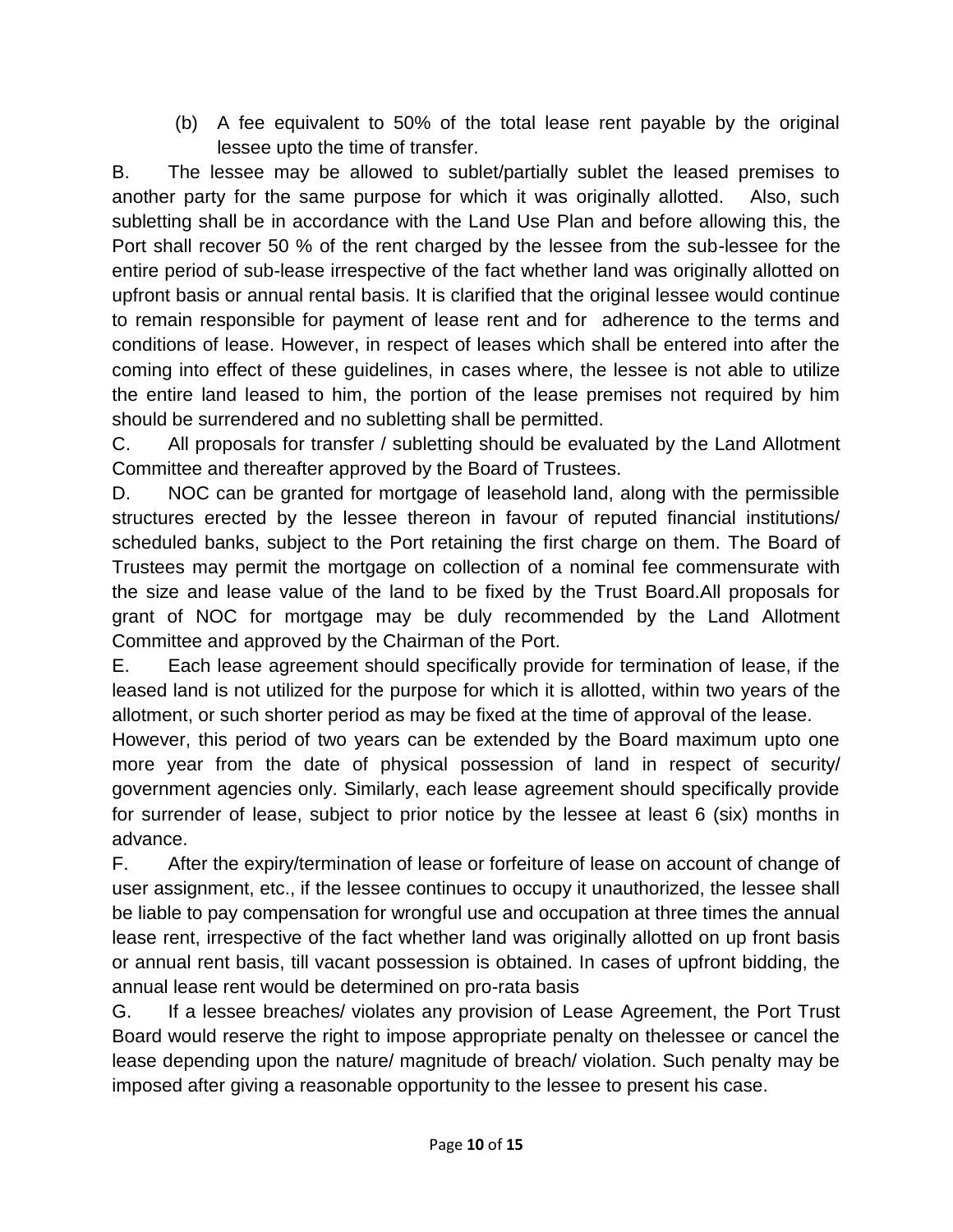(b) A fee equivalent to 50% of the total lease rent payable by the original lessee upto the time of transfer.

B. The lessee may be allowed to sublet/partially sublet the leased premises to another party for the same purpose for which it was originally allotted. Also, such subletting shall be in accordance with the Land Use Plan and before allowing this, the Port shall recover 50 % of the rent charged by the lessee from the sub-lessee for the entire period of sub-lease irrespective of the fact whether land was originally allotted on upfront basis or annual rental basis. It is clarified that the original lessee would continue to remain responsible for payment of lease rent and for adherence to the terms and conditions of lease. However, in respect of leases which shall be entered into after the coming into effect of these guidelines, in cases where, the lessee is not able to utilize the entire land leased to him, the portion of the lease premises not required by him should be surrendered and no subletting shall be permitted.

C. All proposals for transfer / subletting should be evaluated by the Land Allotment Committee and thereafter approved by the Board of Trustees.

D. NOC can be granted for mortgage of leasehold land, along with the permissible structures erected by the lessee thereon in favour of reputed financial institutions/ scheduled banks, subject to the Port retaining the first charge on them. The Board of Trustees may permit the mortgage on collection of a nominal fee commensurate with the size and lease value of the land to be fixed by the Trust Board.All proposals for grant of NOC for mortgage may be duly recommended by the Land Allotment Committee and approved by the Chairman of the Port.

E. Each lease agreement should specifically provide for termination of lease, if the leased land is not utilized for the purpose for which it is allotted, within two years of the allotment, or such shorter period as may be fixed at the time of approval of the lease.

However, this period of two years can be extended by the Board maximum upto one more year from the date of physical possession of land in respect of security/ government agencies only. Similarly, each lease agreement should specifically provide for surrender of lease, subject to prior notice by the lessee at least 6 (six) months in advance.

F. After the expiry/termination of lease or forfeiture of lease on account of change of user assignment, etc., if the lessee continues to occupy it unauthorized, the lessee shall be liable to pay compensation for wrongful use and occupation at three times the annual lease rent, irrespective of the fact whether land was originally allotted on up front basis or annual rent basis, till vacant possession is obtained. In cases of upfront bidding, the annual lease rent would be determined on pro-rata basis

G. If a lessee breaches/ violates any provision of Lease Agreement, the Port Trust Board would reserve the right to impose appropriate penalty on thelessee or cancel the lease depending upon the nature/ magnitude of breach/ violation. Such penalty may be imposed after giving a reasonable opportunity to the lessee to present his case.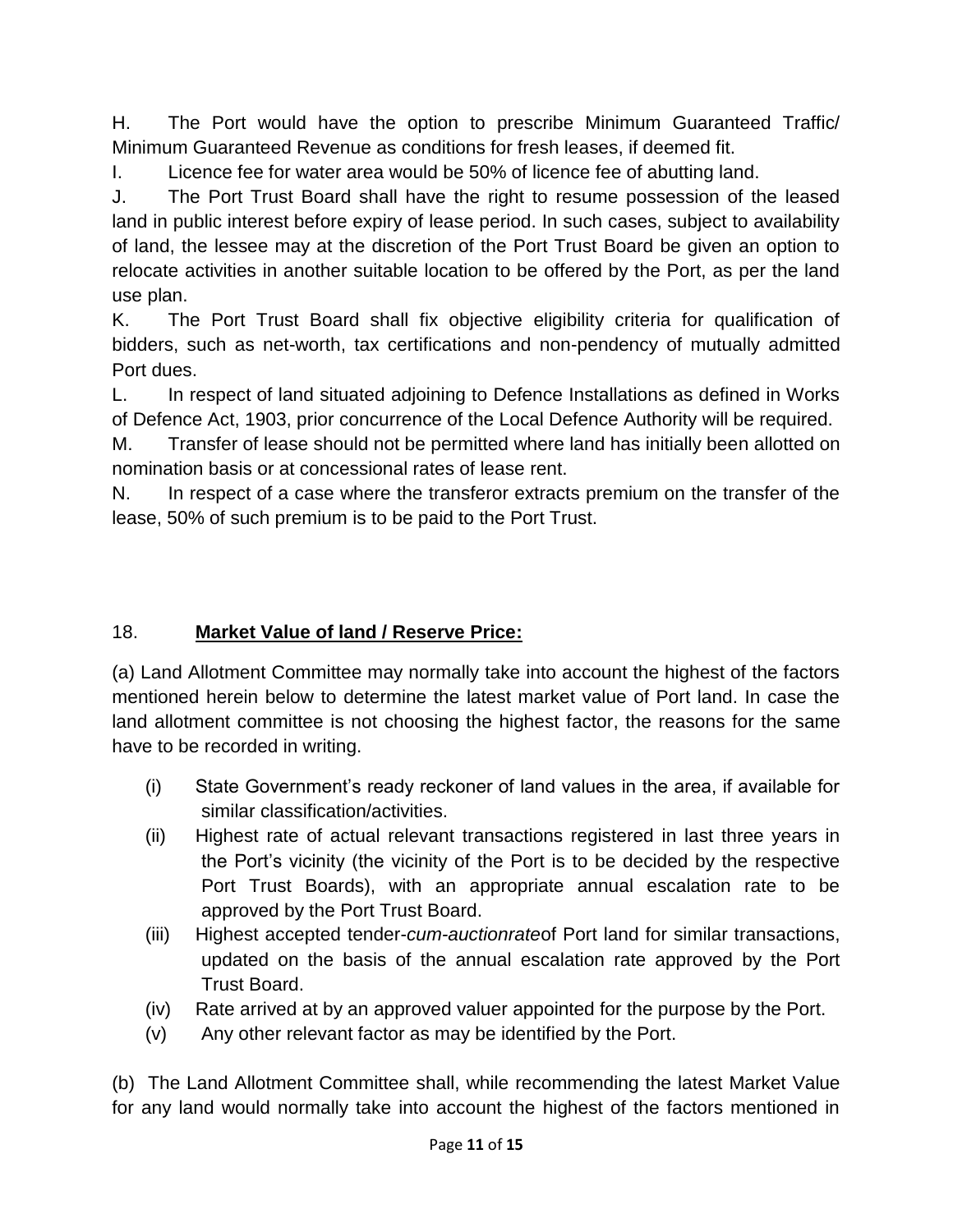H. The Port would have the option to prescribe Minimum Guaranteed Traffic/ Minimum Guaranteed Revenue as conditions for fresh leases, if deemed fit.

I. Licence fee for water area would be 50% of licence fee of abutting land.

J. The Port Trust Board shall have the right to resume possession of the leased land in public interest before expiry of lease period. In such cases, subject to availability of land, the lessee may at the discretion of the Port Trust Board be given an option to relocate activities in another suitable location to be offered by the Port, as per the land use plan.

K. The Port Trust Board shall fix objective eligibility criteria for qualification of bidders, such as net-worth, tax certifications and non-pendency of mutually admitted Port dues.

L. In respect of land situated adjoining to Defence Installations as defined in Works of Defence Act, 1903, prior concurrence of the Local Defence Authority will be required.

M. Transfer of lease should not be permitted where land has initially been allotted on nomination basis or at concessional rates of lease rent.

N. In respect of a case where the transferor extracts premium on the transfer of the lease, 50% of such premium is to be paid to the Port Trust.

## 18. **Market Value of land / Reserve Price:**

(a) Land Allotment Committee may normally take into account the highest of the factors mentioned herein below to determine the latest market value of Port land. In case the land allotment committee is not choosing the highest factor, the reasons for the same have to be recorded in writing.

- (i) State Government's ready reckoner of land values in the area, if available for similar classification/activities.
- (ii) Highest rate of actual relevant transactions registered in last three years in the Port's vicinity (the vicinity of the Port is to be decided by the respective Port Trust Boards), with an appropriate annual escalation rate to be approved by the Port Trust Board.
- (iii) Highest accepted tender-*cum-auctionrate*of Port land for similar transactions, updated on the basis of the annual escalation rate approved by the Port Trust Board.
- (iv) Rate arrived at by an approved valuer appointed for the purpose by the Port.
- (v) Any other relevant factor as may be identified by the Port.

(b) The Land Allotment Committee shall, while recommending the latest Market Value for any land would normally take into account the highest of the factors mentioned in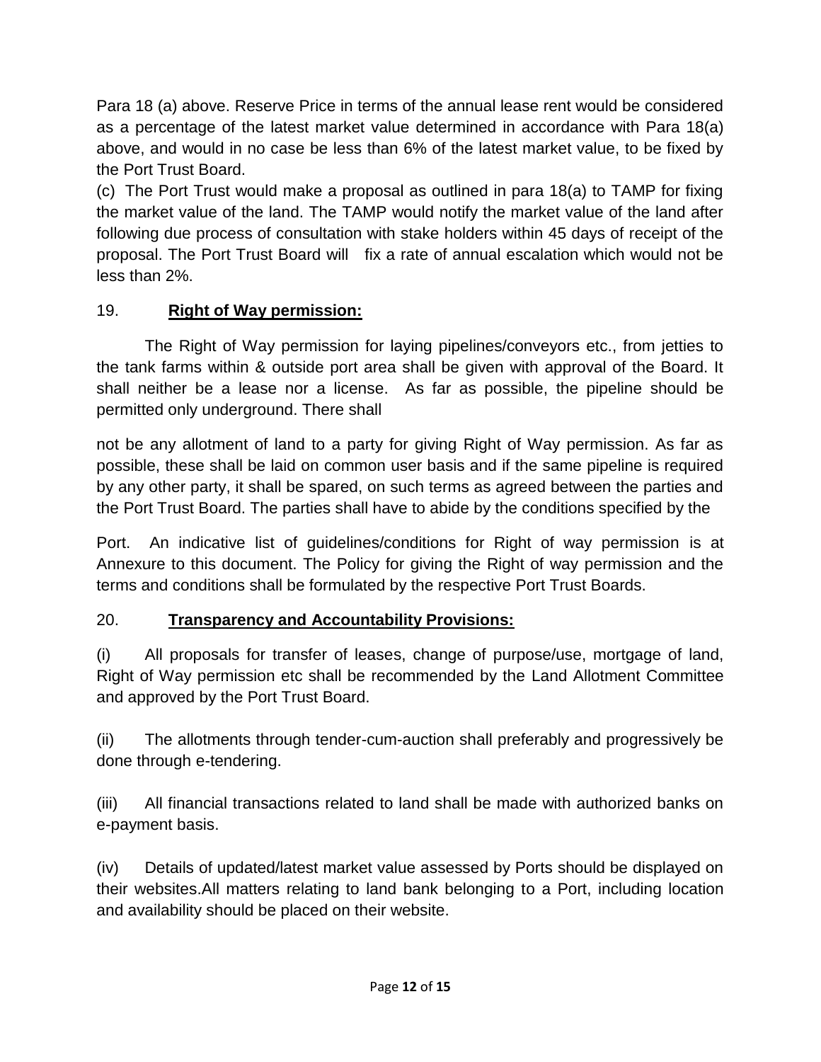Para 18 (a) above. Reserve Price in terms of the annual lease rent would be considered as a percentage of the latest market value determined in accordance with Para 18(a) above, and would in no case be less than 6% of the latest market value, to be fixed by the Port Trust Board.

(c) The Port Trust would make a proposal as outlined in para 18(a) to TAMP for fixing the market value of the land. The TAMP would notify the market value of the land after following due process of consultation with stake holders within 45 days of receipt of the proposal. The Port Trust Board will fix a rate of annual escalation which would not be less than 2%.

19. **Right of Way permission:**

The Right of Way permission for laying pipelines/conveyors etc., from jetties to the tank farms within & outside port area shall be given with approval of the Board. It shall neither be a lease nor a license. As far as possible, the pipeline should be permitted only underground. There shall not be any allotment of land to a party for giving Right of Way permission. As far as possible, these shall be laid on common user basis and if the same pipeline is required by any other party, it shall be spared, on such terms as agreed between the parties and the Port Trust Board. The parties shall have to abide by the conditions specified by the Port. An indicative list of guidelines/conditions for Right of way permission is at Annexure to this document. The Policy for giving the Right of way permission and the terms and conditions shall be formulated by the respective Port Trust Boards.

20. **Transparency and Accountability Provisions:**

(i) All proposals for transfer of leases, change of purpose/use, mortgage of land, Right of Way permission etc shall be recommended by the Land Allotment Committee and approved by the Port Trust Board.

(ii) The allotments through tender-cum-auction shall preferably and progressively be done through e-tendering.

(iii) All financial transactions related to land shall be made with authorized banks on e-payment basis.

(iv) Details of updated/latest market value assessed by Ports should be displayed on their websites.All matters relating to land bank belonging to a Port, including location and availability should be placed on their website.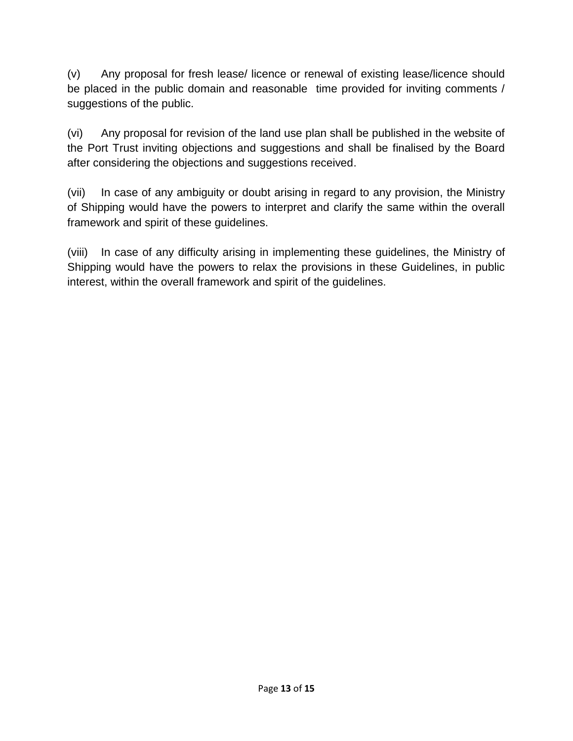(v) Any proposal for fresh lease/ licence or renewal of existing lease/licence should be placed in the public domain and reasonable time provided for inviting comments / suggestions of the public.

(vi) Any proposal for revision of the land use plan shall be published in the website of the Port Trust inviting objections and suggestions and shall be finalised by the Board after considering the objections and suggestions received.

(vii) In case of any ambiguity or doubt arising in regard to any provision, the Ministry of Shipping would have the powers to interpret and clarify the same within the overall framework and spirit of these guidelines.

(viii) In case of any difficulty arising in implementing these guidelines, the Ministry of Shipping would have the powers to relax the provisions in these Guidelines, in public interest, within the overall framework and spirit of the guidelines.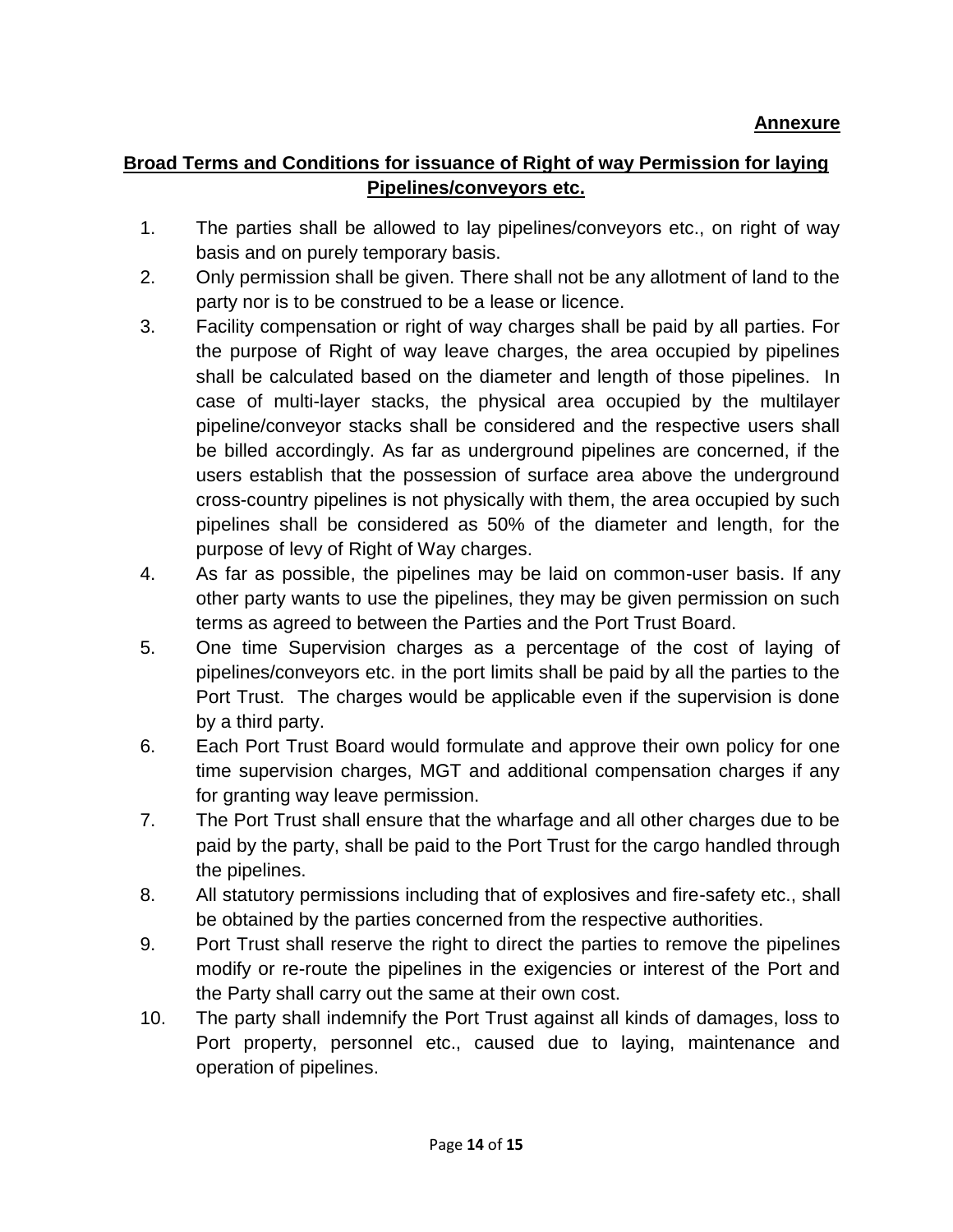**Annexure**

## Broad Terms and Conditions for issuance of Right of way Permission for laying Pipelines/conveyors etc.

1. The parties shall be allowed to lay pipelines/conveyors etc., on right of way basis and on purely temporary basis.
2. Only permission shall be given. There shall not be any allotment of land to the party nor is to be construed to be a lease or licence.
3. Facility compensation or right of way charges shall be paid by all parties. For the purpose of Right of way leave charges, the area occupied by pipelines shall be calculated based on the diameter and length of those pipelines. In case of multi-layer stacks, the physical area occupied by the multilayer pipeline/conveyor stacks shall be considered and the respective users shall be billed accordingly. As far as underground pipelines are concerned, if the users establish that the possession of surface area above the underground cross-country pipelines is not physically with them, the area occupied by such pipelines shall be considered as 50% of the diameter and length, for the purpose of levy of Right of Way charges.
4. As far as possible, the pipelines may be laid on common-user basis. If any other party wants to use the pipelines, they may be given permission on such terms as agreed to between the Parties and the Port Trust Board.
5. One time Supervision charges as a percentage of the cost of laying of pipelines/conveyors etc. in the port limits shall be paid by all the parties to the Port Trust. The charges would be applicable even if the supervision is done by a third party.
6. Each Port Trust Board would formulate and approve their own policy for one time supervision charges, MGT and additional compensation charges if any for granting way leave permission.
7. The Port Trust shall ensure that the wharfage and all other charges due to be paid by the party, shall be paid to the Port Trust for the cargo handled through the pipelines.
8. All statutory permissions including that of explosives and fire-safety etc., shall be obtained by the parties concerned from the respective authorities.
9. Port Trust shall reserve the right to direct the parties to remove the pipelines modify or re-route the pipelines in the exigencies or interest of the Port and the Party shall carry out the same at their own cost.
10. The party shall indemnify the Port Trust against all kinds of damages, loss to Port property, personnel etc., caused due to laying, maintenance and operation of pipelines.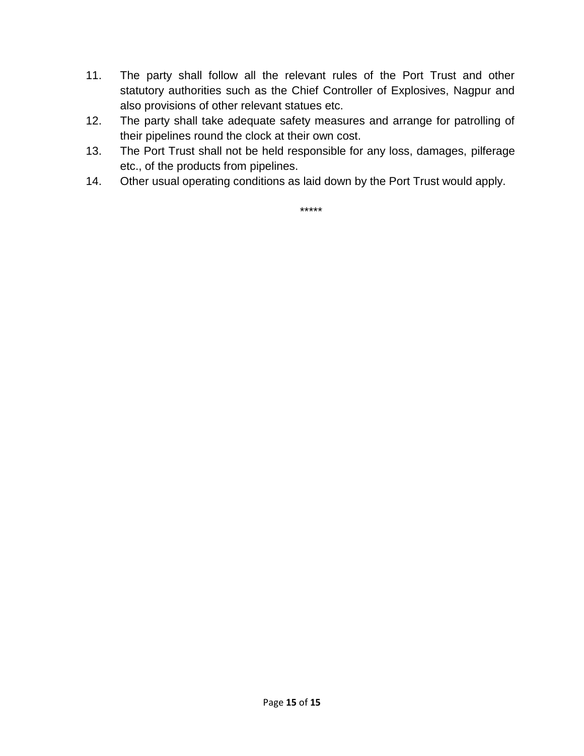11. The party shall follow all the relevant rules of the Port Trust and other statutory authorities such as the Chief Controller of Explosives, Nagpur and also provisions of other relevant statues etc.
12. The party shall take adequate safety measures and arrange for patrolling of their pipelines round the clock at their own cost.
13. The Port Trust shall not be held responsible for any loss, damages, pilferage etc., of the products from pipelines.
14. Other usual operating conditions as laid down by the Port Trust would apply.

*****